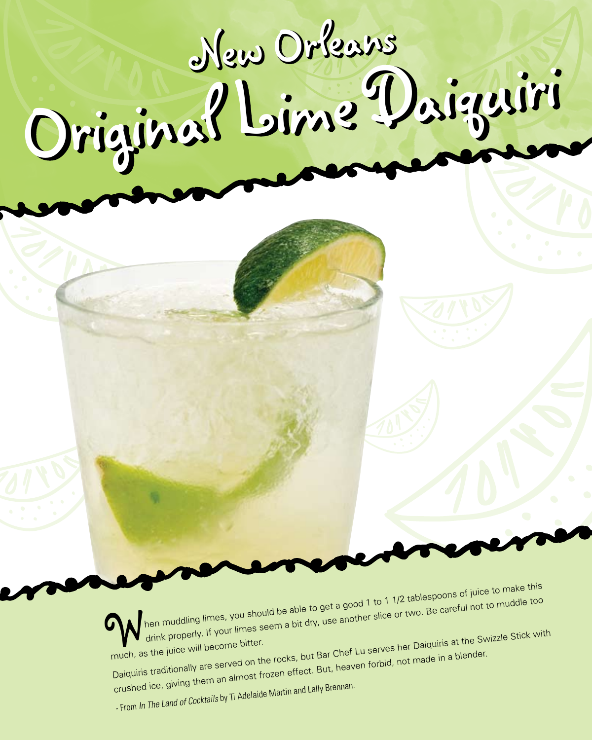# New Orleans Original Lime Daiquiri

When muddling limes, you should be able to get a good 1 to 1 1/2 tablespoons of juice to make this drink properly. If your limes seem a bit dry, use another slice or two. Be careful not to muddle too much, as the juice will become bitter.

Daiquiris traditionally are served on the rocks, but Bar Chef Lu serves her Daiquiris at the Swizzle Stick with crushed ice, giving them an almost frozen effect. But, heaven forbid, not made in a blender.

- From *In The Land of Cocktails* by Ti Adelaide Martin and Lally Brennan.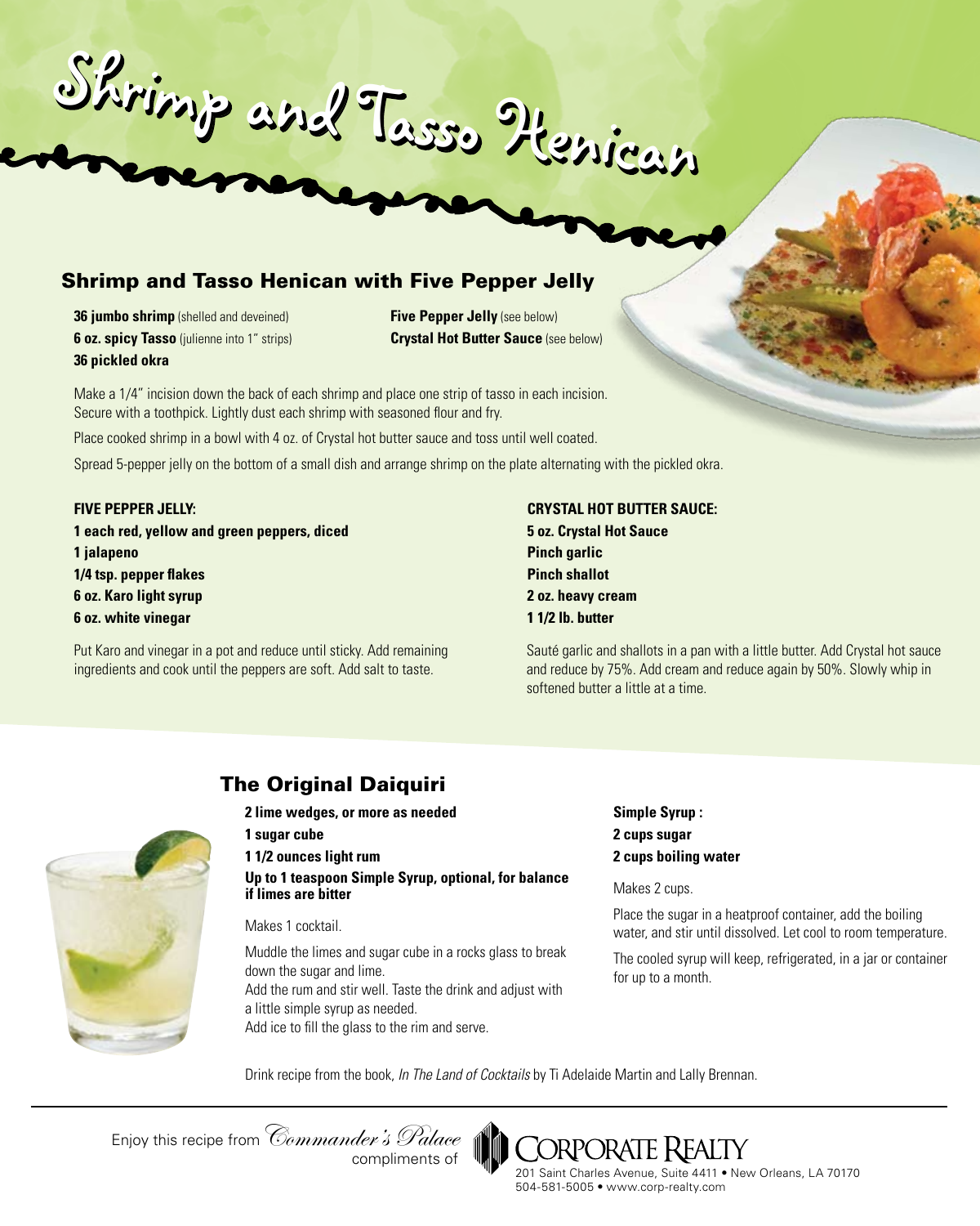# Shrimp and Tasso Henican

## Shrimp and Tasso Henican with Five Pepper Jelly

**36 jumbo shrimp** (shelled and deveined)
**6 oz. spicy Tasso** (julienne into 1" strips)
**36 pickled okra**

**Five Pepper Jelly** (see below)
**Crystal Hot Butter Sauce** (see below)

Make a 1/4" incision down the back of each shrimp and place one strip of tasso in each incision. Secure with a toothpick. Lightly dust each shrimp with seasoned flour and fry.

Place cooked shrimp in a bowl with 4 oz. of Crystal hot butter sauce and toss until well coated.

Spread 5-pepper jelly on the bottom of a small dish and arrange shrimp on the plate alternating with the pickled okra.

**FIVE PEPPER JELLY:**
**1 each red, yellow and green peppers, diced**
**1 jalapeno**
**1/4 tsp. pepper flakes**
**6 oz. Karo light syrup**
**6 oz. white vinegar**

Put Karo and vinegar in a pot and reduce until sticky. Add remaining ingredients and cook until the peppers are soft. Add salt to taste.

**CRYSTAL HOT BUTTER SAUCE:**
**5 oz. Crystal Hot Sauce**
**Pinch garlic**
**Pinch shallot**
**2 oz. heavy cream**
**1 1/2 lb. butter**

Sauté garlic and shallots in a pan with a little butter. Add Crystal hot sauce and reduce by 75%. Add cream and reduce again by 50%. Slowly whip in softened butter a little at a time.

## The Original Daiquiri

**2 lime wedges, or more as needed**
**1 sugar cube**
**1 1/2 ounces light rum**
**Up to 1 teaspoon Simple Syrup, optional, for balance if limes are bitter**

Makes 1 cocktail.

Muddle the limes and sugar cube in a rocks glass to break down the sugar and lime.
Add the rum and stir well. Taste the drink and adjust with a little simple syrup as needed.
Add ice to fill the glass to the rim and serve.

**Simple Syrup :**
**2 cups sugar**
**2 cups boiling water**

Makes 2 cups.

Place the sugar in a heatproof container, add the boiling water, and stir until dissolved. Let cool to room temperature.

The cooled syrup will keep, refrigerated, in a jar or container for up to a month.

Drink recipe from the book, *In The Land of Cocktails* by Ti Adelaide Martin and Lally Brennan.

Enjoy this recipe from *Commander's Palace* compliments of Corporate Realty
201 Saint Charles Avenue, Suite 4411 • New Orleans, LA 70170
504-581-5005 • www.corp-realty.com